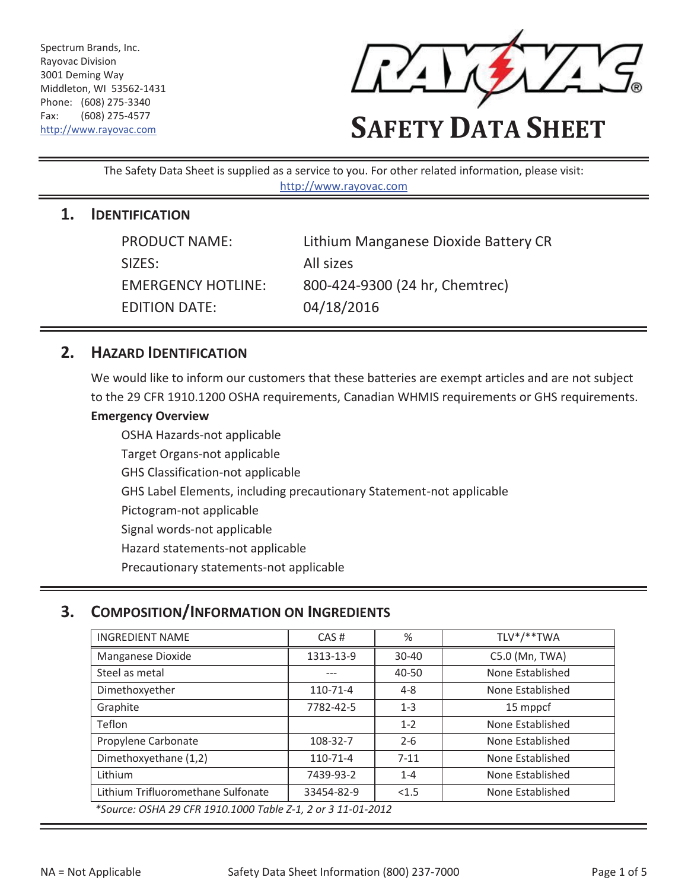Spectrum Brands, Inc.
Rayovac Division
3001 Deming Way
Middleton, WI 53562-1431
Phone: (608) 275-3340
Fax: (608) 275-4577
http://www.rayovac.com

# SAFETY DATA SHEET

The Safety Data Sheet is supplied as a service to you. For other related information, please visit: http://www.rayovac.com

## 1. IDENTIFICATION

| | |
|---|---|
| PRODUCT NAME: | Lithium Manganese Dioxide Battery CR |
| SIZES: | All sizes |
| EMERGENCY HOTLINE: | 800-424-9300 (24 hr, Chemtrec) |
| EDITION DATE: | 04/18/2016 |

## 2. HAZARD IDENTIFICATION

We would like to inform our customers that these batteries are exempt articles and are not subject to the 29 CFR 1910.1200 OSHA requirements, Canadian WHMIS requirements or GHS requirements.

**Emergency Overview**

OSHA Hazards-not applicable
Target Organs-not applicable
GHS Classification-not applicable
GHS Label Elements, including precautionary Statement-not applicable
Pictogram-not applicable
Signal words-not applicable
Hazard statements-not applicable
Precautionary statements-not applicable

## 3. COMPOSITION/INFORMATION ON INGREDIENTS

| INGREDIENT NAME | CAS # | % | TLV*/**TWA |
|---|---|---|---|
| Manganese Dioxide | 1313-13-9 | 30-40 | C5.0 (Mn, TWA) |
| Steel as metal | --- | 40-50 | None Established |
| Dimethoxyether | 110-71-4 | 4-8 | None Established |
| Graphite | 7782-42-5 | 1-3 | 15 mppcf |
| Teflon | | 1-2 | None Established |
| Propylene Carbonate | 108-32-7 | 2-6 | None Established |
| Dimethoxyethane (1,2) | 110-71-4 | 7-11 | None Established |
| Lithium | 7439-93-2 | 1-4 | None Established |
| Lithium Trifluoromethane Sulfonate | 33454-82-9 | <1.5 | None Established |

*Source: OSHA 29 CFR 1910.1000 Table Z-1, 2 or 3 11-01-2012*

NA = Not Applicable

Safety Data Sheet Information (800) 237-7000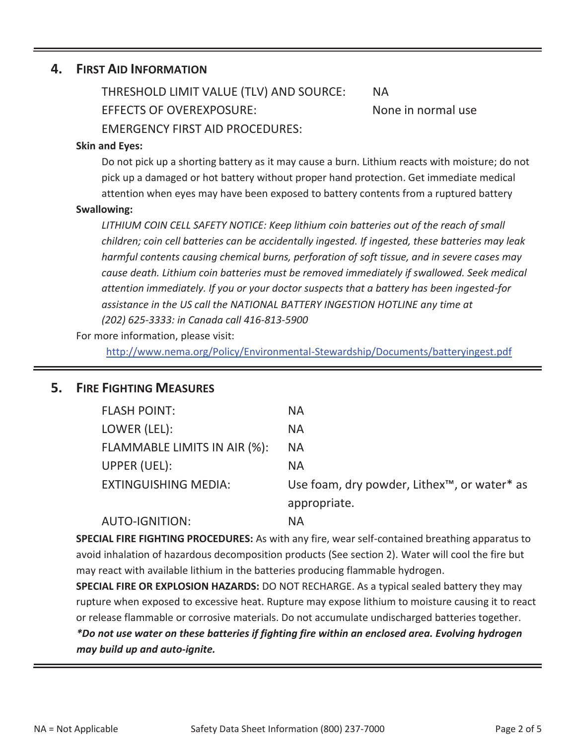## 4. First Aid Information

| | |
|---|---|
| THRESHOLD LIMIT VALUE (TLV) AND SOURCE: | NA |
| EFFECTS OF OVEREXPOSURE: | None in normal use |
| EMERGENCY FIRST AID PROCEDURES: | |

**Skin and Eyes:**

Do not pick up a shorting battery as it may cause a burn. Lithium reacts with moisture; do not pick up a damaged or hot battery without proper hand protection. Get immediate medical attention when eyes may have been exposed to battery contents from a ruptured battery

**Swallowing:**

*LITHIUM COIN CELL SAFETY NOTICE: Keep lithium coin batteries out of the reach of small children; coin cell batteries can be accidentally ingested. If ingested, these batteries may leak harmful contents causing chemical burns, perforation of soft tissue, and in severe cases may cause death. Lithium coin batteries must be removed immediately if swallowed. Seek medical attention immediately. If you or your doctor suspects that a battery has been ingested-for assistance in the US call the NATIONAL BATTERY INGESTION HOTLINE any time at (202) 625-3333: in Canada call 416-813-5900*

For more information, please visit:

http://www.nema.org/Policy/Environmental-Stewardship/Documents/batteryingest.pdf

## 5. Fire Fighting Measures

| | |
|---|---|
| FLASH POINT: | NA |
| LOWER (LEL): | NA |
| FLAMMABLE LIMITS IN AIR (%): | NA |
| UPPER (UEL): | NA |
| EXTINGUISHING MEDIA: | Use foam, dry powder, Lithex™, or water* as appropriate. |
| AUTO-IGNITION: | NA |

**SPECIAL FIRE FIGHTING PROCEDURES:** As with any fire, wear self-contained breathing apparatus to avoid inhalation of hazardous decomposition products (See section 2). Water will cool the fire but may react with available lithium in the batteries producing flammable hydrogen.

**SPECIAL FIRE OR EXPLOSION HAZARDS:** DO NOT RECHARGE. As a typical sealed battery they may rupture when exposed to excessive heat. Rupture may expose lithium to moisture causing it to react or release flammable or corrosive materials. Do not accumulate undischarged batteries together.

***Do not use water on these batteries if fighting fire within an enclosed area. Evolving hydrogen may build up and auto-ignite.***

NA = Not Applicable

Safety Data Sheet Information (800) 237-7000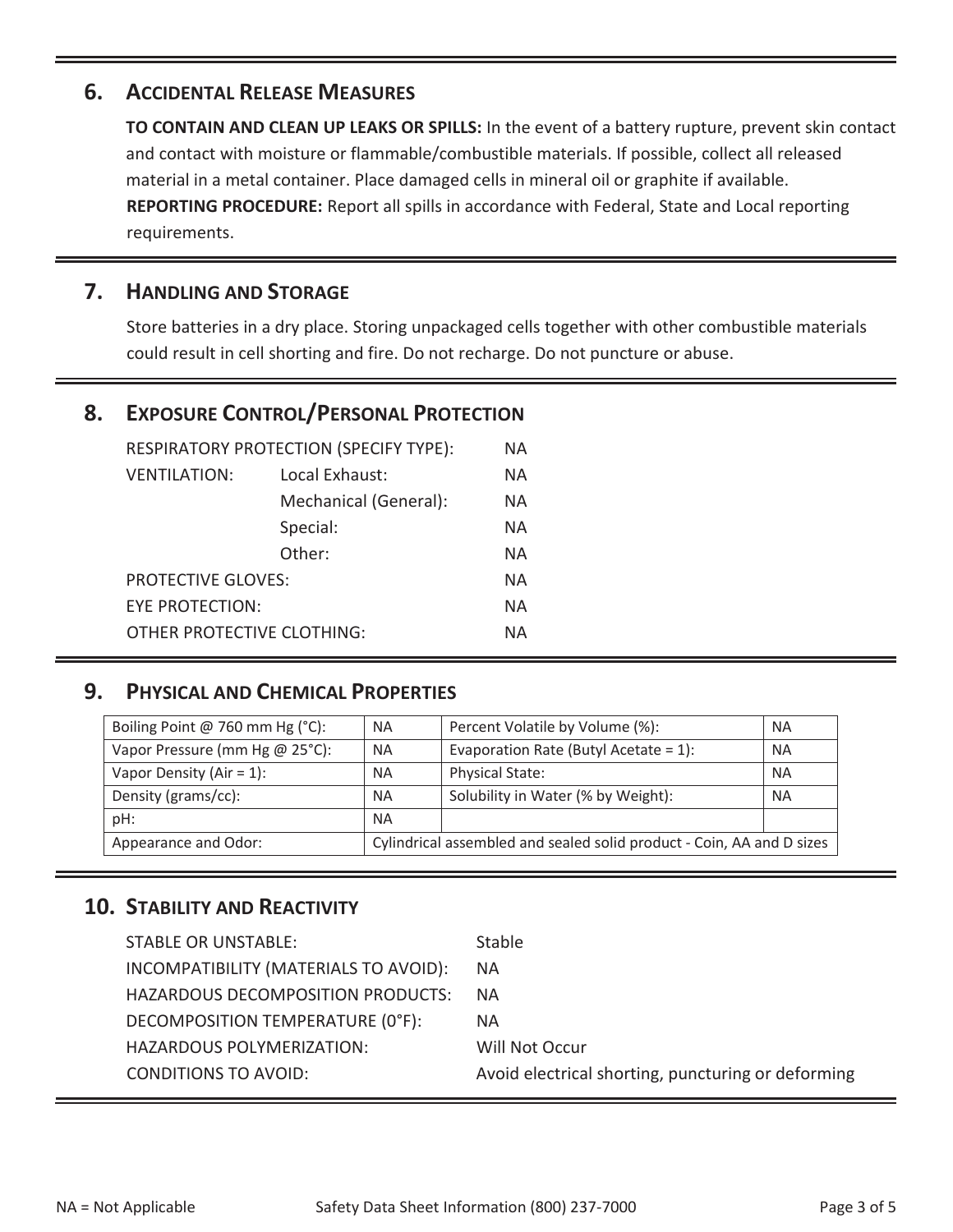## 6. Accidental Release Measures

**TO CONTAIN AND CLEAN UP LEAKS OR SPILLS:** In the event of a battery rupture, prevent skin contact and contact with moisture or flammable/combustible materials. If possible, collect all released material in a metal container. Place damaged cells in mineral oil or graphite if available.

**REPORTING PROCEDURE:** Report all spills in accordance with Federal, State and Local reporting requirements.

## 7. Handling and Storage

Store batteries in a dry place. Storing unpackaged cells together with other combustible materials could result in cell shorting and fire. Do not recharge. Do not puncture or abuse.

## 8. Exposure Control/Personal Protection

| | | |
|---|---|---|
| RESPIRATORY PROTECTION (SPECIFY TYPE): | | NA |
| VENTILATION: | Local Exhaust: | NA |
| | Mechanical (General): | NA |
| | Special: | NA |
| | Other: | NA |
| PROTECTIVE GLOVES: | | NA |
| EYE PROTECTION: | | NA |
| OTHER PROTECTIVE CLOTHING: | | NA |

## 9. Physical and Chemical Properties

| | | | |
|---|---|---|---|
| Boiling Point @ 760 mm Hg (°C): | NA | Percent Volatile by Volume (%): | NA |
| Vapor Pressure (mm Hg @ 25°C): | NA | Evaporation Rate (Butyl Acetate = 1): | NA |
| Vapor Density (Air = 1): | NA | Physical State: | NA |
| Density (grams/cc): | NA | Solubility in Water (% by Weight): | NA |
| pH: | NA | | |
| Appearance and Odor: | Cylindrical assembled and sealed solid product - Coin, AA and D sizes | | |

## 10. Stability and Reactivity

| | |
|---|---|
| STABLE OR UNSTABLE: | Stable |
| INCOMPATIBILITY (MATERIALS TO AVOID): | NA |
| HAZARDOUS DECOMPOSITION PRODUCTS: | NA |
| DECOMPOSITION TEMPERATURE (0°F): | NA |
| HAZARDOUS POLYMERIZATION: | Will Not Occur |
| CONDITIONS TO AVOID: | Avoid electrical shorting, puncturing or deforming |

NA = Not Applicable Safety Data Sheet Information (800) 237-7000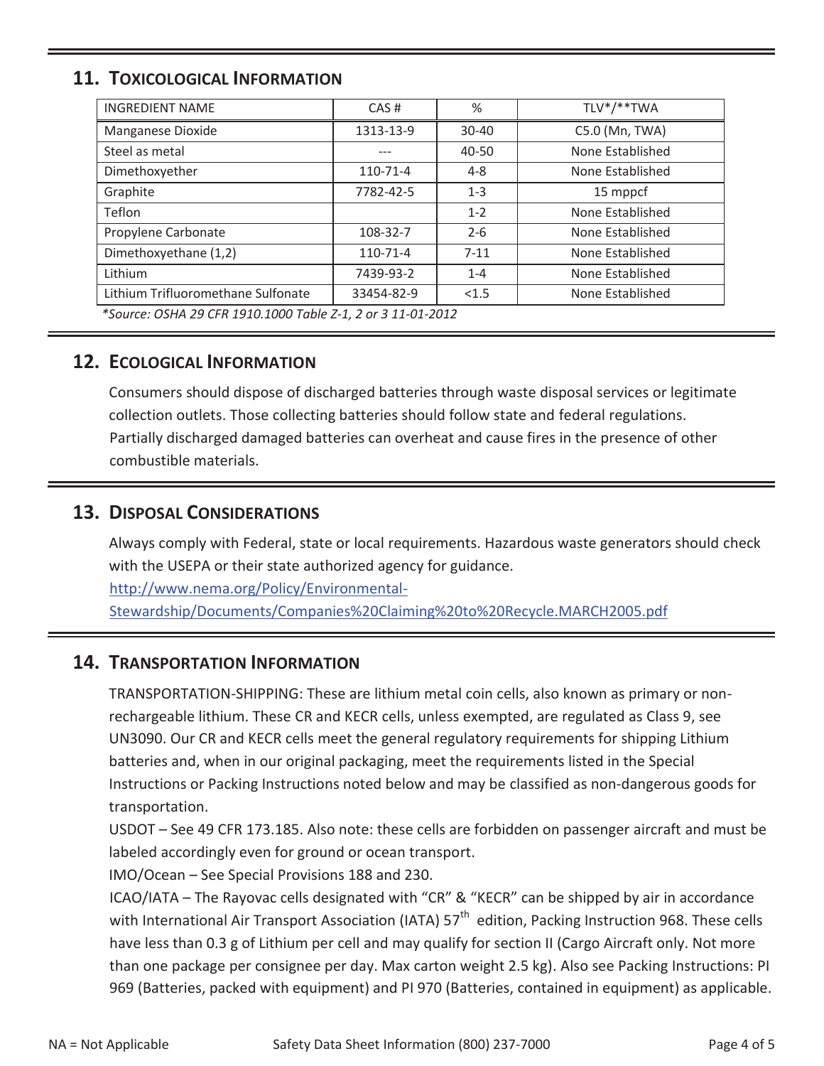## 11. Toxicological Information

| INGREDIENT NAME | CAS # | % | TLV*/**TWA |
|---|---|---|---|
| Manganese Dioxide | 1313-13-9 | 30-40 | C5.0 (Mn, TWA) |
| Steel as metal | --- | 40-50 | None Established |
| Dimethoxyether | 110-71-4 | 4-8 | None Established |
| Graphite | 7782-42-5 | 1-3 | 15 mppcf |
| Teflon | | 1-2 | None Established |
| Propylene Carbonate | 108-32-7 | 2-6 | None Established |
| Dimethoxyethane (1,2) | 110-71-4 | 7-11 | None Established |
| Lithium | 7439-93-2 | 1-4 | None Established |
| Lithium Trifluoromethane Sulfonate | 33454-82-9 | <1.5 | None Established |

*\*Source: OSHA 29 CFR 1910.1000 Table Z-1, 2 or 3 11-01-2012*

## 12. Ecological Information

Consumers should dispose of discharged batteries through waste disposal services or legitimate collection outlets. Those collecting batteries should follow state and federal regulations. Partially discharged damaged batteries can overheat and cause fires in the presence of other combustible materials.

## 13. Disposal Considerations

Always comply with Federal, state or local requirements. Hazardous waste generators should check with the USEPA or their state authorized agency for guidance.
http://www.nema.org/Policy/Environmental-Stewardship/Documents/Companies%20Claiming%20to%20Recycle.MARCH2005.pdf

## 14. Transportation Information

TRANSPORTATION-SHIPPING: These are lithium metal coin cells, also known as primary or non-rechargeable lithium. These CR and KECR cells, unless exempted, are regulated as Class 9, see UN3090. Our CR and KECR cells meet the general regulatory requirements for shipping Lithium batteries and, when in our original packaging, meet the requirements listed in the Special Instructions or Packing Instructions noted below and may be classified as non-dangerous goods for transportation.

USDOT – See 49 CFR 173.185. Also note: these cells are forbidden on passenger aircraft and must be labeled accordingly even for ground or ocean transport.

IMO/Ocean – See Special Provisions 188 and 230.

ICAO/IATA – The Rayovac cells designated with "CR" & "KECR" can be shipped by air in accordance with International Air Transport Association (IATA) 57th edition, Packing Instruction 968. These cells have less than 0.3 g of Lithium per cell and may qualify for section II (Cargo Aircraft only. Not more than one package per consignee per day. Max carton weight 2.5 kg). Also see Packing Instructions: PI 969 (Batteries, packed with equipment) and PI 970 (Batteries, contained in equipment) as applicable.

NA = Not Applicable

Safety Data Sheet Information (800) 237-7000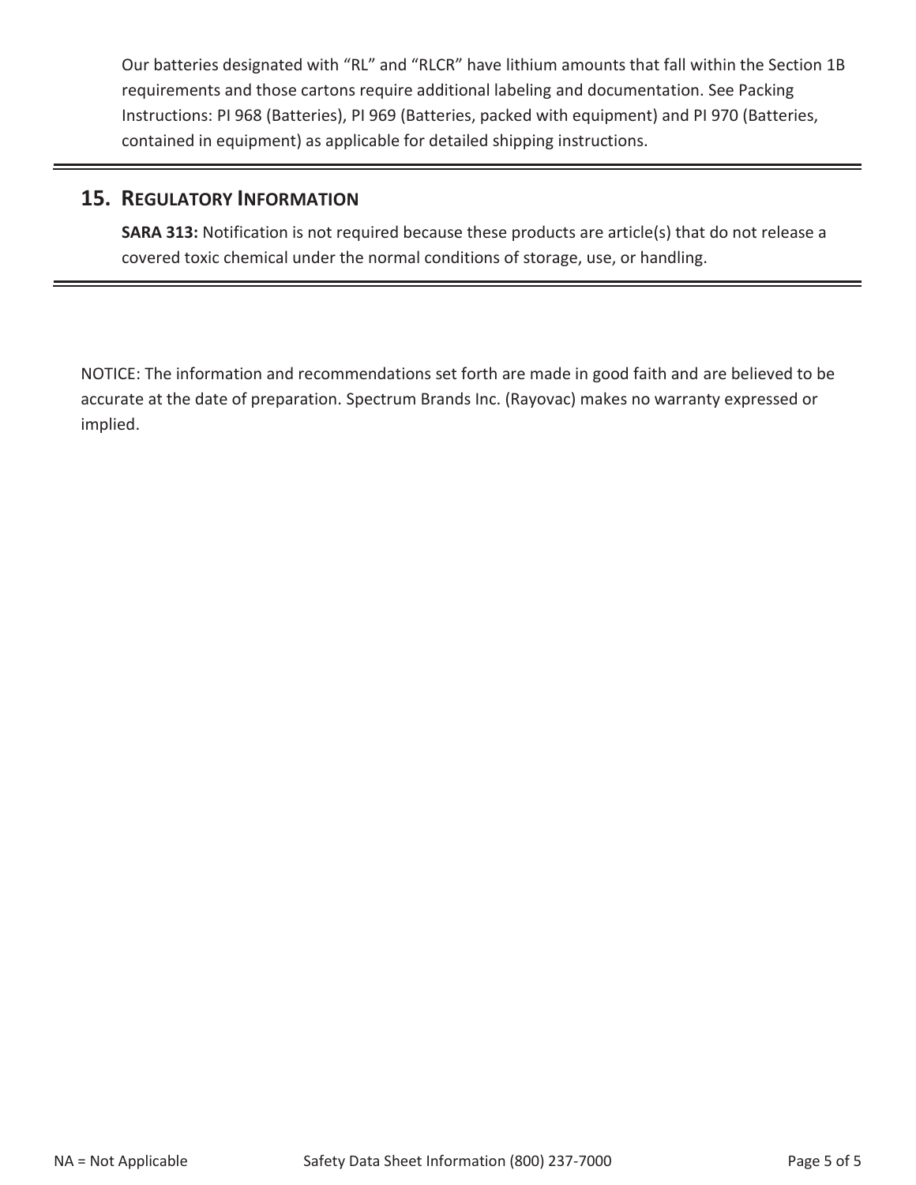Our batteries designated with “RL” and “RLCR” have lithium amounts that fall within the Section 1B requirements and those cartons require additional labeling and documentation. See Packing Instructions: PI 968 (Batteries), PI 969 (Batteries, packed with equipment) and PI 970 (Batteries, contained in equipment) as applicable for detailed shipping instructions.

## 15. REGULATORY INFORMATION

**SARA 313:** Notification is not required because these products are article(s) that do not release a covered toxic chemical under the normal conditions of storage, use, or handling.

NOTICE: The information and recommendations set forth are made in good faith and are believed to be accurate at the date of preparation. Spectrum Brands Inc. (Rayovac) makes no warranty expressed or implied.

NA = Not Applicable

Safety Data Sheet Information (800) 237-7000